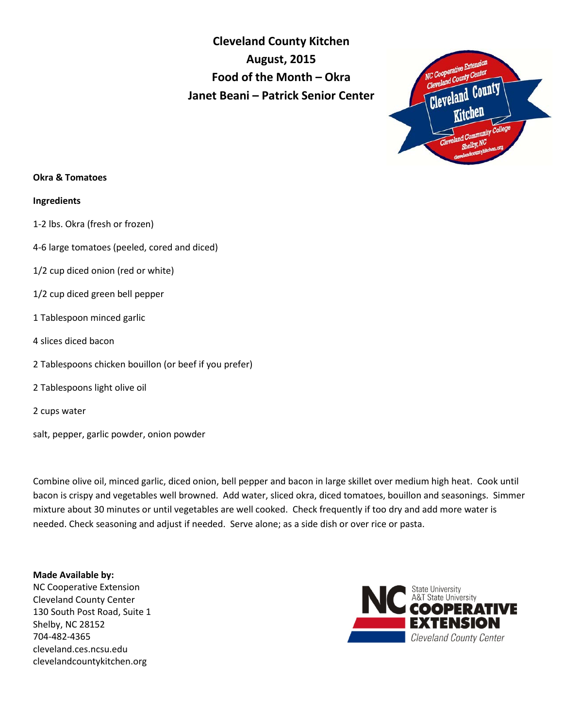**Cleveland County Kitchen**
**August, 2015**
**Food of the Month – Okra**
**Janet Beani – Patrick Senior Center**

**Okra & Tomatoes**

**Ingredients**

1-2 lbs. Okra (fresh or frozen)

4-6 large tomatoes (peeled, cored and diced)

1/2 cup diced onion (red or white)

1/2 cup diced green bell pepper

1 Tablespoon minced garlic

4 slices diced bacon

2 Tablespoons chicken bouillon (or beef if you prefer)

2 Tablespoons light olive oil

2 cups water

salt, pepper, garlic powder, onion powder

Combine olive oil, minced garlic, diced onion, bell pepper and bacon in large skillet over medium high heat. Cook until bacon is crispy and vegetables well browned. Add water, sliced okra, diced tomatoes, bouillon and seasonings. Simmer mixture about 30 minutes or until vegetables are well cooked. Check frequently if too dry and add more water is needed. Check seasoning and adjust if needed. Serve alone; as a side dish or over rice or pasta.

**Made Available by:**
NC Cooperative Extension
Cleveland County Center
130 South Post Road, Suite 1
Shelby, NC 28152
704-482-4365
cleveland.ces.ncsu.edu
clevelandcountykitchen.org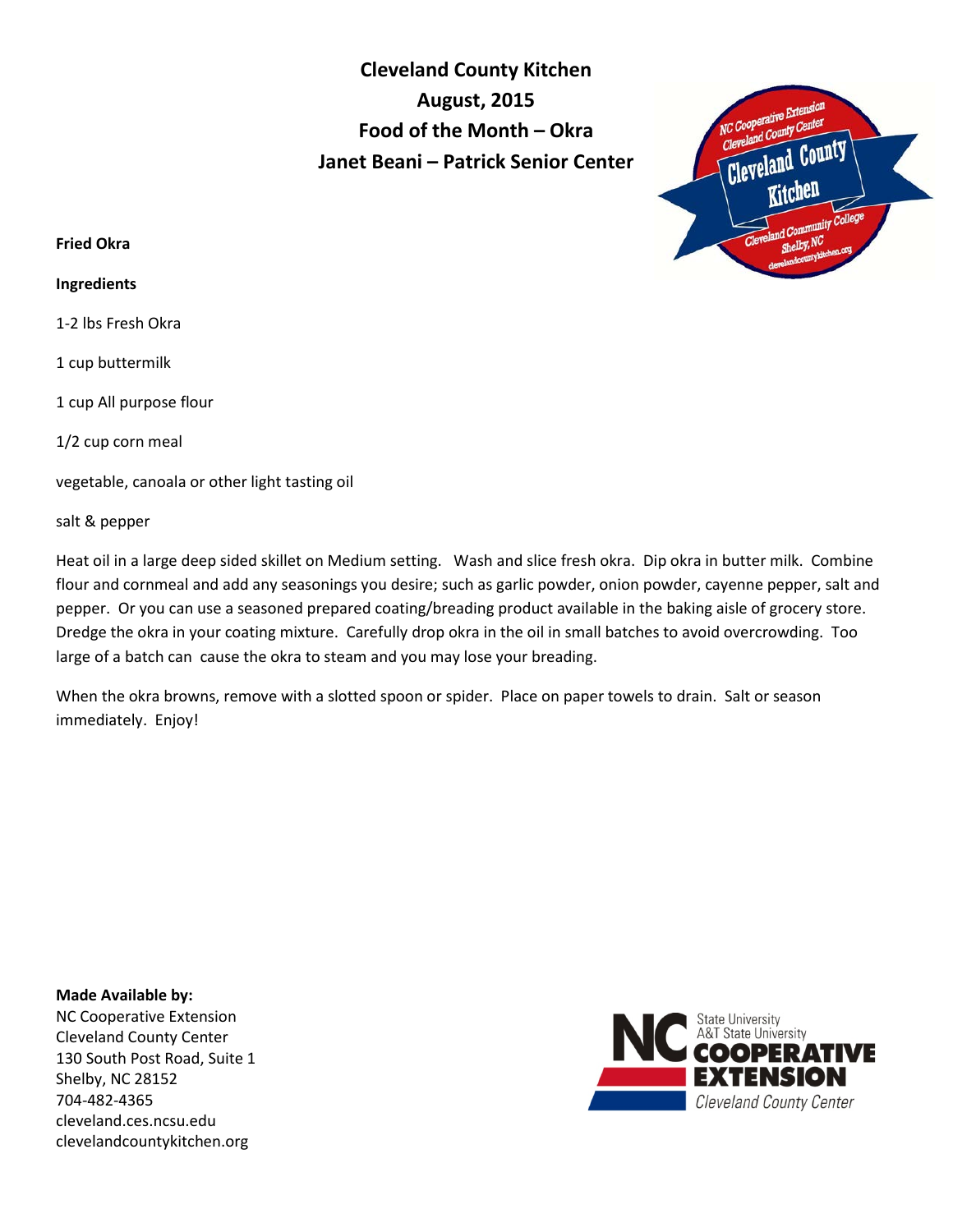**Cleveland County Kitchen**
**August, 2015**
**Food of the Month – Okra**
**Janet Beani – Patrick Senior Center**

**Fried Okra**

**Ingredients**

1-2 lbs Fresh Okra

1 cup buttermilk

1 cup All purpose flour

1/2 cup corn meal

vegetable, canoala or other light tasting oil

salt & pepper

Heat oil in a large deep sided skillet on Medium setting. Wash and slice fresh okra. Dip okra in butter milk. Combine flour and cornmeal and add any seasonings you desire; such as garlic powder, onion powder, cayenne pepper, salt and pepper. Or you can use a seasoned prepared coating/breading product available in the baking aisle of grocery store. Dredge the okra in your coating mixture. Carefully drop okra in the oil in small batches to avoid overcrowding. Too large of a batch can cause the okra to steam and you may lose your breading.

When the okra browns, remove with a slotted spoon or spider. Place on paper towels to drain. Salt or season immediately. Enjoy!

**Made Available by:**
NC Cooperative Extension
Cleveland County Center
130 South Post Road, Suite 1
Shelby, NC 28152
704-482-4365
cleveland.ces.ncsu.edu
clevelandcountykitchen.org